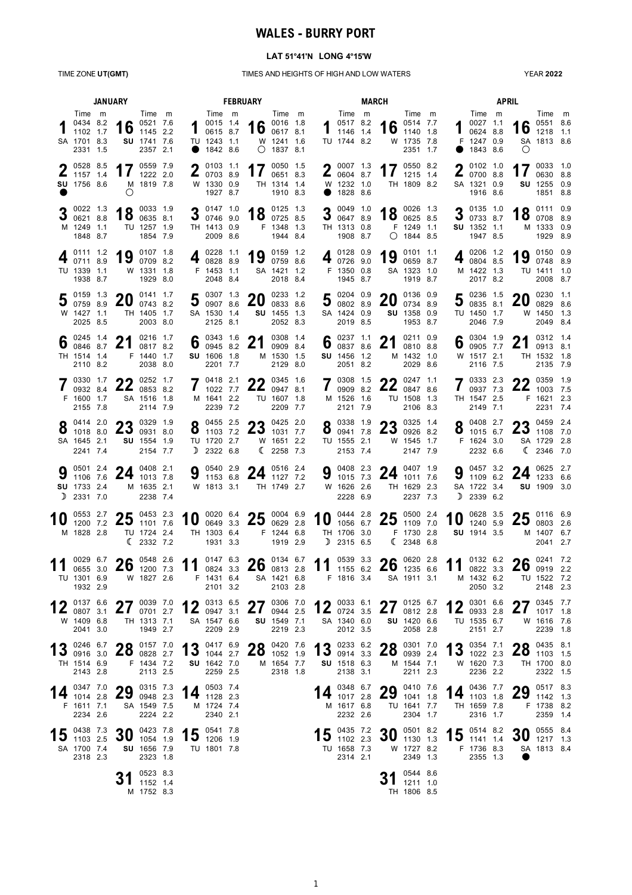# WALES - BURRY PORT

**LAT 51°41'N LONG 4°15'W**

TIME ZONE **UT(GMT)** — TIMES AND HEIGHTS OF HIGH AND LOW WATERS — YEAR **2022**

## JANUARY

| Date | Day | Time | m | Time | m | Time | m | Time | m | Moon |
|---|---|---|---|---|---|---|---|---|---|---|
| 1 | SA | 0434 | 8.2 | 1102 | 1.7 | 1701 | 8.3 | 2331 | 1.5 | |
| 2 | SU | 0528 | 8.5 | 1157 | 1.4 | 1756 | 8.6 | | | ● |
| 3 | M | 0022 | 1.3 | 0621 | 8.8 | 1249 | 1.1 | 1848 | 8.7 | |
| 4 | TU | 0111 | 1.2 | 0711 | 8.9 | 1339 | 1.1 | 1938 | 8.7 | |
| 5 | W | 0159 | 1.3 | 0759 | 8.9 | 1427 | 1.1 | 2025 | 8.5 | |
| 6 | TH | 0245 | 1.4 | 0846 | 8.7 | 1514 | 1.4 | 2110 | 8.2 | |
| 7 | F | 0330 | 1.7 | 0932 | 8.4 | 1600 | 1.7 | 2155 | 7.8 | |
| 8 | SA | 0414 | 2.0 | 1018 | 8.0 | 1645 | 2.1 | 2241 | 7.4 | |
| 9 | SU | 0501 | 2.4 | 1106 | 7.6 | 1733 | 2.4 | 2331 | 7.0 | ☽ |
| 10 | M | 0553 | 2.7 | 1200 | 7.2 | 1828 | 2.8 | | | |
| 11 | TU | 0029 | 6.7 | 0655 | 3.0 | 1301 | 6.9 | 1932 | 2.9 | |
| 12 | W | 0137 | 6.6 | 0807 | 3.1 | 1409 | 6.8 | 2041 | 3.0 | |
| 13 | TH | 0246 | 6.7 | 0916 | 3.0 | 1514 | 6.9 | 2143 | 2.8 | |
| 14 | F | 0347 | 7.0 | 1014 | 2.8 | 1611 | 7.1 | 2234 | 2.6 | |
| 15 | SA | 0438 | 7.3 | 1103 | 2.5 | 1700 | 7.4 | 2318 | 2.3 | |
| 16 | SU | 0521 | 7.6 | 1145 | 2.2 | 1741 | 7.6 | 2357 | 2.1 | |
| 17 | M | 0559 | 7.9 | 1222 | 2.0 | 1819 | 7.8 | | | ○ |
| 18 | TU | 0033 | 1.9 | 0635 | 8.1 | 1257 | 1.9 | 1854 | 7.9 | |
| 19 | W | 0107 | 1.8 | 0709 | 8.2 | 1331 | 1.8 | 1929 | 8.0 | |
| 20 | TH | 0141 | 1.7 | 0743 | 8.2 | 1405 | 1.7 | 2003 | 8.0 | |
| 21 | F | 0216 | 1.7 | 0817 | 8.2 | 1440 | 1.7 | 2038 | 8.0 | |
| 22 | SA | 0252 | 1.7 | 0853 | 8.2 | 1516 | 1.8 | 2114 | 7.9 | |
| 23 | SU | 0329 | 1.9 | 0931 | 8.0 | 1554 | 1.9 | 2154 | 7.7 | |
| 24 | M | 0408 | 2.1 | 1013 | 7.8 | 1635 | 2.1 | 2238 | 7.4 | |
| 25 | TU | 0453 | 2.3 | 1101 | 7.6 | 1724 | 2.4 | 2332 | 7.2 | ☾ |
| 26 | W | 0548 | 2.6 | 1200 | 7.3 | 1827 | 2.6 | | | |
| 27 | TH | 0039 | 7.0 | 0701 | 2.7 | 1313 | 7.1 | 1949 | 2.7 | |
| 28 | F | 0157 | 7.0 | 0828 | 2.7 | 1434 | 7.2 | 2113 | 2.5 | |
| 29 | SA | 0315 | 7.3 | 0948 | 2.3 | 1549 | 7.5 | 2224 | 2.2 | |
| 30 | SU | 0423 | 7.8 | 1054 | 1.9 | 1656 | 7.9 | 2323 | 1.8 | |
| 31 | M | 0523 | 8.3 | 1152 | 1.4 | 1752 | 8.3 | | | |

## FEBRUARY

| Date | Day | Time | m | Time | m | Time | m | Time | m | Moon |
|---|---|---|---|---|---|---|---|---|---|---|
| 1 | TU | 0015 | 1.4 | 0615 | 8.7 | 1243 | 1.1 | 1842 | 8.6 | ● |
| 2 | W | 0103 | 1.1 | 0703 | 8.9 | 1330 | 0.9 | 1927 | 8.7 | |
| 3 | TH | 0147 | 1.0 | 0746 | 9.0 | 1413 | 0.9 | 2009 | 8.6 | |
| 4 | F | 0228 | 1.1 | 0828 | 8.9 | 1453 | 1.1 | 2048 | 8.4 | |
| 5 | SA | 0307 | 1.3 | 0907 | 8.6 | 1530 | 1.4 | 2125 | 8.1 | |
| 6 | SU | 0343 | 1.6 | 0945 | 8.2 | 1606 | 1.8 | 2201 | 7.7 | |
| 7 | M | 0418 | 2.1 | 1022 | 7.7 | 1641 | 2.2 | 2239 | 7.2 | |
| 8 | TU | 0455 | 2.5 | 1103 | 7.2 | 1720 | 2.7 | 2322 | 6.8 | ☽ |
| 9 | W | 0540 | 2.9 | 1153 | 6.8 | 1813 | 3.1 | | | |
| 10 | TH | 0020 | 6.4 | 0649 | 3.3 | 1303 | 6.4 | 1931 | 3.3 | |
| 11 | F | 0147 | 6.3 | 0824 | 3.3 | 1431 | 6.4 | 2101 | 3.2 | |
| 12 | SA | 0313 | 6.5 | 0947 | 3.1 | 1547 | 6.6 | 2209 | 2.9 | |
| 13 | SU | 0417 | 6.9 | 1044 | 2.7 | 1642 | 7.0 | 2259 | 2.5 | |
| 14 | M | 0503 | 7.4 | 1128 | 2.3 | 1724 | 7.4 | 2340 | 2.1 | |
| 15 | TU | 0541 | 7.8 | 1206 | 1.9 | 1801 | 7.8 | | | |
| 16 | W | 0016 | 1.8 | 0617 | 8.1 | 1241 | 1.6 | 1837 | 8.1 | ○ |
| 17 | TH | 0050 | 1.5 | 0651 | 8.3 | 1314 | 1.4 | 1910 | 8.3 | |
| 18 | F | 0125 | 1.3 | 0725 | 8.5 | 1348 | 1.3 | 1944 | 8.4 | |
| 19 | SA | 0159 | 1.2 | 0759 | 8.6 | 1421 | 1.2 | 2018 | 8.4 | |
| 20 | SU | 0233 | 1.2 | 0833 | 8.6 | 1455 | 1.3 | 2052 | 8.3 | |
| 21 | M | 0308 | 1.4 | 0909 | 8.4 | 1530 | 1.5 | 2129 | 8.0 | |
| 22 | TU | 0345 | 1.6 | 0947 | 8.1 | 1607 | 1.8 | 2209 | 7.7 | |
| 23 | W | 0425 | 2.0 | 1031 | 7.7 | 1651 | 2.2 | 2258 | 7.3 | ☾ |
| 24 | TH | 0516 | 2.4 | 1127 | 7.2 | 1749 | 2.7 | | | |
| 25 | F | 0004 | 6.9 | 0629 | 2.8 | 1244 | 6.8 | 1919 | 2.9 | |
| 26 | SA | 0134 | 6.7 | 0813 | 2.8 | 1421 | 6.8 | 2103 | 2.8 | |
| 27 | SU | 0306 | 7.0 | 0944 | 2.5 | 1549 | 7.1 | 2219 | 2.3 | |
| 28 | M | 0420 | 7.6 | 1052 | 1.9 | 1654 | 7.7 | 2318 | 1.8 | |

## MARCH

| Date | Day | Time | m | Time | m | Time | m | Time | m | Moon |
|---|---|---|---|---|---|---|---|---|---|---|
| 1 | TU | 0517 | 8.2 | 1146 | 1.4 | 1744 | 8.2 | | | |
| 2 | W | 0007 | 1.3 | 0604 | 8.7 | 1232 | 1.0 | 1828 | 8.6 | ● |
| 3 | TH | 0049 | 1.0 | 0647 | 8.9 | 1313 | 0.8 | 1908 | 8.7 | |
| 4 | F | 0128 | 0.9 | 0726 | 9.0 | 1350 | 0.8 | 1945 | 8.7 | |
| 5 | SA | 0204 | 0.9 | 0802 | 8.9 | 1424 | 0.9 | 2019 | 8.5 | |
| 6 | SU | 0237 | 1.1 | 0837 | 8.6 | 1456 | 1.2 | 2051 | 8.2 | |
| 7 | M | 0308 | 1.5 | 0909 | 8.2 | 1526 | 1.6 | 2121 | 7.9 | |
| 8 | TU | 0338 | 1.9 | 0941 | 7.8 | 1555 | 2.1 | 2153 | 7.4 | |
| 9 | W | 0408 | 2.3 | 1015 | 7.3 | 1626 | 2.6 | 2228 | 6.9 | |
| 10 | TH | 0444 | 2.8 | 1056 | 6.7 | 1706 | 3.0 | 2315 | 6.5 | ☽ |
| 11 | F | 0539 | 3.3 | 1155 | 6.2 | 1816 | 3.4 | | | |
| 12 | SA | 0033 | 6.1 | 0724 | 3.5 | 1340 | 6.0 | 2012 | 3.5 | |
| 13 | SU | 0233 | 6.2 | 0914 | 3.3 | 1518 | 6.3 | 2138 | 3.1 | |
| 14 | M | 0348 | 6.7 | 1017 | 2.8 | 1617 | 6.8 | 2232 | 2.6 | |
| 15 | TU | 0435 | 7.2 | 1102 | 2.3 | 1658 | 7.3 | 2314 | 2.1 | |
| 16 | W | 0514 | 7.7 | 1140 | 1.8 | 1735 | 7.8 | 2351 | 1.7 | |
| 17 | TH | 0550 | 8.2 | 1215 | 1.4 | 1809 | 8.2 | | | |
| 18 | F | 0026 | 1.3 | 0625 | 8.5 | 1249 | 1.1 | 1844 | 8.5 | ○ |
| 19 | SA | 0101 | 1.1 | 0659 | 8.7 | 1323 | 1.0 | 1919 | 8.7 | |
| 20 | SU | 0136 | 0.9 | 0734 | 8.9 | 1358 | 0.9 | 1953 | 8.7 | |
| 21 | M | 0211 | 0.9 | 0810 | 8.8 | 1432 | 1.0 | 2029 | 8.6 | |
| 22 | TU | 0247 | 1.1 | 0847 | 8.6 | 1508 | 1.3 | 2106 | 8.3 | |
| 23 | W | 0325 | 1.4 | 0926 | 8.2 | 1545 | 1.7 | 2147 | 7.9 | |
| 24 | TH | 0407 | 1.9 | 1011 | 7.6 | 1629 | 2.3 | 2237 | 7.3 | |
| 25 | F | 0500 | 2.4 | 1109 | 7.0 | 1730 | 2.8 | 2348 | 6.8 | ☾ |
| 26 | SA | 0620 | 2.8 | 1235 | 6.6 | 1911 | 3.1 | | | |
| 27 | SU | 0125 | 6.7 | 0812 | 2.8 | 1420 | 6.6 | 2058 | 2.8 | |
| 28 | M | 0301 | 7.0 | 0939 | 2.4 | 1544 | 7.1 | 2211 | 2.3 | |
| 29 | TU | 0410 | 7.6 | 1041 | 1.8 | 1641 | 7.7 | 2304 | 1.7 | |
| 30 | W | 0501 | 8.2 | 1130 | 1.3 | 1727 | 8.2 | 2349 | 1.3 | |
| 31 | TH | 0544 | 8.6 | 1211 | 1.0 | 1806 | 8.5 | | | |

## APRIL

| Date | Day | Time | m | Time | m | Time | m | Time | m | Moon |
|---|---|---|---|---|---|---|---|---|---|---|
| 1 | F | 0027 | 1.1 | 0624 | 8.8 | 1247 | 0.9 | 1843 | 8.6 | ● |
| 2 | SA | 0102 | 1.0 | 0700 | 8.8 | 1321 | 0.9 | 1916 | 8.6 | |
| 3 | SU | 0135 | 1.0 | 0733 | 8.7 | 1352 | 1.1 | 1947 | 8.5 | |
| 4 | M | 0206 | 1.2 | 0804 | 8.5 | 1422 | 1.3 | 2017 | 8.2 | |
| 5 | TU | 0236 | 1.5 | 0835 | 8.1 | 1450 | 1.7 | 2046 | 7.9 | |
| 6 | W | 0304 | 1.9 | 0905 | 7.7 | 1517 | 2.1 | 2116 | 7.5 | |
| 7 | TH | 0333 | 2.3 | 0937 | 7.3 | 1547 | 2.5 | 2149 | 7.1 | |
| 8 | F | 0408 | 2.7 | 1015 | 6.7 | 1624 | 3.0 | 2232 | 6.6 | |
| 9 | SA | 0457 | 3.2 | 1109 | 6.2 | 1722 | 3.4 | 2339 | 6.2 | ☽ |
| 10 | SU | 0628 | 3.5 | 1240 | 5.9 | 1914 | 3.5 | | | |
| 11 | M | 0132 | 6.2 | 0822 | 3.3 | 1432 | 6.2 | 2050 | 3.2 | |
| 12 | TU | 0301 | 6.6 | 0933 | 2.8 | 1535 | 6.7 | 2151 | 2.7 | |
| 13 | W | 0354 | 7.1 | 1022 | 2.3 | 1620 | 7.3 | 2236 | 2.2 | |
| 14 | TH | 0436 | 7.7 | 1103 | 1.8 | 1659 | 7.8 | 2316 | 1.7 | |
| 15 | F | 0514 | 8.2 | 1141 | 1.4 | 1736 | 8.3 | 2355 | 1.3 | |
| 16 | SA | 0551 | 8.6 | 1218 | 1.1 | 1813 | 8.6 | | | ○ |
| 17 | SU | 0033 | 1.0 | 0630 | 8.8 | 1255 | 0.9 | 1851 | 8.8 | |
| 18 | M | 0111 | 0.9 | 0708 | 8.9 | 1333 | 0.9 | 1929 | 8.9 | |
| 19 | TU | 0150 | 0.9 | 0748 | 8.9 | 1411 | 1.0 | 2008 | 8.7 | |
| 20 | W | 0230 | 1.1 | 0829 | 8.6 | 1450 | 1.3 | 2049 | 8.4 | |
| 21 | TH | 0312 | 1.4 | 0913 | 8.1 | 1532 | 1.8 | 2135 | 7.9 | |
| 22 | F | 0359 | 1.9 | 1003 | 7.5 | 1621 | 2.3 | 2231 | 7.4 | |
| 23 | SA | 0459 | 2.3 | 1108 | 7.0 | 1729 | 2.8 | 2346 | 7.0 | ☾ |
| 24 | SU | 0625 | 2.7 | 1233 | 6.6 | 1909 | 3.0 | | | |
| 25 | M | 0116 | 6.9 | 0803 | 2.6 | 1407 | 6.7 | 2041 | 2.7 | |
| 26 | TU | 0241 | 7.2 | 0919 | 2.2 | 1522 | 7.2 | 2148 | 2.3 | |
| 27 | W | 0345 | 7.7 | 1017 | 1.8 | 1616 | 7.6 | 2239 | 1.8 | |
| 28 | TH | 0435 | 8.1 | 1103 | 1.5 | 1700 | 8.0 | 2322 | 1.5 | |
| 29 | F | 0517 | 8.3 | 1142 | 1.3 | 1738 | 8.2 | 2359 | 1.4 | |
| 30 | SA | 0555 | 8.4 | 1217 | 1.3 | 1813 | 8.4 | | | ● |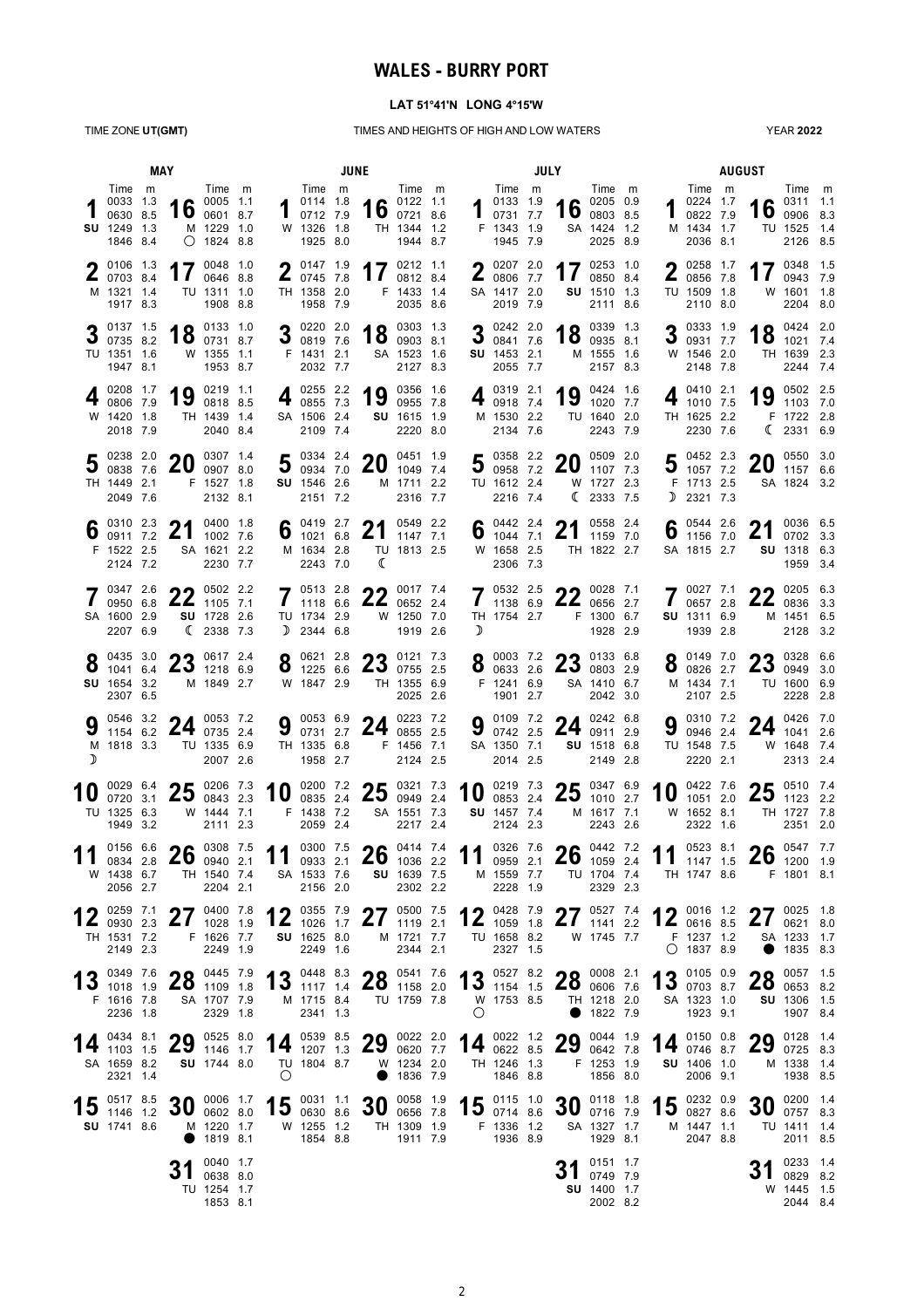# WALES - BURRY PORT

**LAT 51°41'N LONG 4°15'W**

TIME ZONE **UT(GMT)**

TIMES AND HEIGHTS OF HIGH AND LOW WATERS

YEAR **2022**

## MAY

| Date | Day | Time | m | Time | m | Time | m | Time | m | Moon |
|---|---|---|---|---|---|---|---|---|---|---|
| 1 | SU | 0033 | 1.3 | 0630 | 8.5 | 1249 | 1.3 | 1846 | 8.4 | |
| 2 | M | 0106 | 1.3 | 0703 | 8.4 | 1321 | 1.4 | 1917 | 8.3 | |
| 3 | TU | 0137 | 1.5 | 0735 | 8.2 | 1351 | 1.6 | 1947 | 8.1 | |
| 4 | W | 0208 | 1.7 | 0806 | 7.9 | 1420 | 1.8 | 2018 | 7.9 | |
| 5 | TH | 0238 | 2.0 | 0838 | 7.6 | 1449 | 2.1 | 2049 | 7.6 | |
| 6 | F | 0310 | 2.3 | 0911 | 7.2 | 1522 | 2.5 | 2124 | 7.2 | |
| 7 | SA | 0347 | 2.6 | 0950 | 6.8 | 1600 | 2.9 | 2207 | 6.9 | |
| 8 | SU | 0435 | 3.0 | 1041 | 6.4 | 1654 | 3.2 | 2307 | 6.5 | |
| 9 | M | 0546 | 3.2 | 1154 | 6.2 | 1818 | 3.3 | | | ☽ |
| 10 | TU | 0029 | 6.4 | 0720 | 3.1 | 1325 | 6.3 | 1949 | 3.2 | |
| 11 | W | 0156 | 6.6 | 0834 | 2.8 | 1438 | 6.7 | 2056 | 2.7 | |
| 12 | TH | 0259 | 7.1 | 0930 | 2.3 | 1531 | 7.2 | 2149 | 2.3 | |
| 13 | F | 0349 | 7.6 | 1018 | 1.9 | 1616 | 7.8 | 2236 | 1.8 | |
| 14 | SA | 0434 | 8.1 | 1103 | 1.5 | 1659 | 8.2 | 2321 | 1.4 | |
| 15 | SU | 0517 | 8.5 | 1146 | 1.2 | 1741 | 8.6 | | | |
| 16 | M | 0005 | 1.1 | 0601 | 8.7 | 1229 | 1.0 | 1824 | 8.8 | ○ |
| 17 | TU | 0048 | 1.0 | 0646 | 8.8 | 1311 | 1.0 | 1908 | 8.8 | |
| 18 | W | 0133 | 1.0 | 0731 | 8.7 | 1355 | 1.1 | 1953 | 8.7 | |
| 19 | TH | 0219 | 1.1 | 0818 | 8.5 | 1439 | 1.4 | 2040 | 8.4 | |
| 20 | F | 0307 | 1.4 | 0907 | 8.0 | 1527 | 1.8 | 2132 | 8.1 | |
| 21 | SA | 0400 | 1.8 | 1002 | 7.6 | 1621 | 2.2 | 2230 | 7.7 | |
| 22 | SU | 0502 | 2.2 | 1105 | 7.1 | 1728 | 2.6 | 2338 | 7.3 | ☾ |
| 23 | M | 0617 | 2.4 | 1218 | 6.9 | 1849 | 2.7 | | | |
| 24 | TU | 0053 | 7.2 | 0735 | 2.4 | 1335 | 6.9 | 2007 | 2.6 | |
| 25 | W | 0206 | 7.3 | 0843 | 2.3 | 1444 | 7.1 | 2111 | 2.3 | |
| 26 | TH | 0308 | 7.5 | 0940 | 2.1 | 1540 | 7.4 | 2204 | 2.1 | |
| 27 | F | 0400 | 7.8 | 1028 | 1.9 | 1626 | 7.7 | 2249 | 1.9 | |
| 28 | SA | 0445 | 7.9 | 1109 | 1.8 | 1707 | 7.9 | 2329 | 1.8 | |
| 29 | SU | 0525 | 8.0 | 1146 | 1.7 | 1744 | 8.0 | | | |
| 30 | M | 0006 | 1.7 | 0602 | 8.0 | 1220 | 1.7 | 1819 | 8.1 | ● |
| 31 | TU | 0040 | 1.7 | 0638 | 8.0 | 1254 | 1.7 | 1853 | 8.1 | |

## JUNE

| Date | Day | Time | m | Time | m | Time | m | Time | m | Moon |
|---|---|---|---|---|---|---|---|---|---|---|
| 1 | W | 0114 | 1.8 | 0712 | 7.9 | 1326 | 1.8 | 1925 | 8.0 | |
| 2 | TH | 0147 | 1.9 | 0745 | 7.8 | 1358 | 2.0 | 1958 | 7.9 | |
| 3 | F | 0220 | 2.0 | 0819 | 7.6 | 1431 | 2.1 | 2032 | 7.7 | |
| 4 | SA | 0255 | 2.2 | 0855 | 7.3 | 1506 | 2.4 | 2109 | 7.4 | |
| 5 | SU | 0334 | 2.4 | 0934 | 7.0 | 1546 | 2.6 | 2151 | 7.2 | |
| 6 | M | 0419 | 2.7 | 1021 | 6.8 | 1634 | 2.8 | 2243 | 7.0 | |
| 7 | TU | 0513 | 2.8 | 1118 | 6.6 | 1734 | 2.9 | 2344 | 6.8 | ☽ |
| 8 | W | 0621 | 2.8 | 1225 | 6.6 | 1847 | 2.9 | | | |
| 9 | TH | 0053 | 6.9 | 0731 | 2.7 | 1335 | 6.8 | 1958 | 2.7 | |
| 10 | F | 0200 | 7.2 | 0835 | 2.4 | 1438 | 7.2 | 2059 | 2.4 | |
| 11 | SA | 0300 | 7.5 | 0933 | 2.1 | 1533 | 7.6 | 2156 | 2.0 | |
| 12 | SU | 0355 | 7.9 | 1026 | 1.7 | 1625 | 8.0 | 2249 | 1.6 | |
| 13 | M | 0448 | 8.3 | 1117 | 1.4 | 1715 | 8.4 | 2341 | 1.3 | |
| 14 | TU | 0539 | 8.5 | 1207 | 1.3 | 1804 | 8.7 | | | ○ |
| 15 | W | 0031 | 1.1 | 0630 | 8.6 | 1255 | 1.2 | 1854 | 8.8 | |
| 16 | TH | 0122 | 1.1 | 0721 | 8.6 | 1344 | 1.2 | 1944 | 8.7 | |
| 17 | F | 0212 | 1.1 | 0812 | 8.4 | 1433 | 1.4 | 2035 | 8.6 | |
| 18 | SA | 0303 | 1.3 | 0903 | 8.1 | 1523 | 1.6 | 2127 | 8.3 | |
| 19 | SU | 0356 | 1.6 | 0955 | 7.8 | 1615 | 1.9 | 2220 | 8.0 | |
| 20 | M | 0451 | 1.9 | 1049 | 7.4 | 1711 | 2.2 | 2316 | 7.7 | |
| 21 | TU | 0549 | 2.2 | 1147 | 7.1 | 1813 | 2.5 | | | ☾ |
| 22 | W | 0017 | 7.4 | 0652 | 2.4 | 1250 | 7.0 | 1919 | 2.6 | |
| 23 | TH | 0121 | 7.3 | 0755 | 2.5 | 1355 | 6.9 | 2025 | 2.6 | |
| 24 | F | 0223 | 7.2 | 0855 | 2.5 | 1456 | 7.1 | 2124 | 2.5 | |
| 25 | SA | 0321 | 7.3 | 0949 | 2.4 | 1551 | 7.3 | 2217 | 2.4 | |
| 26 | SU | 0414 | 7.4 | 1036 | 2.2 | 1639 | 7.5 | 2302 | 2.2 | |
| 27 | M | 0500 | 7.5 | 1119 | 2.1 | 1721 | 7.7 | 2344 | 2.1 | |
| 28 | TU | 0541 | 7.6 | 1158 | 2.0 | 1759 | 7.8 | | | |
| 29 | W | 0022 | 2.0 | 0620 | 7.7 | 1234 | 2.0 | 1836 | 7.9 | ● |
| 30 | TH | 0058 | 1.9 | 0656 | 7.8 | 1309 | 1.9 | 1911 | 7.9 | |

## JULY

| Date | Day | Time | m | Time | m | Time | m | Time | m | Moon |
|---|---|---|---|---|---|---|---|---|---|---|
| 1 | F | 0133 | 1.9 | 0731 | 7.7 | 1343 | 1.9 | 1945 | 7.9 | |
| 2 | SA | 0207 | 2.0 | 0806 | 7.7 | 1417 | 2.0 | 2019 | 7.9 | |
| 3 | SU | 0242 | 2.0 | 0841 | 7.6 | 1453 | 2.1 | 2055 | 7.7 | |
| 4 | M | 0319 | 2.1 | 0918 | 7.4 | 1530 | 2.2 | 2134 | 7.6 | |
| 5 | TU | 0358 | 2.2 | 0958 | 7.2 | 1612 | 2.4 | 2216 | 7.4 | |
| 6 | W | 0442 | 2.4 | 1044 | 7.1 | 1658 | 2.5 | 2306 | 7.3 | |
| 7 | TH | 0532 | 2.5 | 1138 | 6.9 | 1754 | 2.7 | | | ☽ |
| 8 | F | 0003 | 7.2 | 0633 | 2.6 | 1241 | 6.9 | 1901 | 2.7 | |
| 9 | SA | 0109 | 7.2 | 0742 | 2.5 | 1350 | 7.1 | 2014 | 2.5 | |
| 10 | SU | 0219 | 7.3 | 0853 | 2.4 | 1457 | 7.4 | 2124 | 2.3 | |
| 11 | M | 0326 | 7.6 | 0959 | 2.1 | 1559 | 7.7 | 2228 | 1.9 | |
| 12 | TU | 0428 | 7.9 | 1059 | 1.8 | 1658 | 8.2 | 2327 | 1.5 | |
| 13 | W | 0527 | 8.2 | 1154 | 1.5 | 1753 | 8.5 | | | ○ |
| 14 | TH | 0022 | 1.2 | 0622 | 8.5 | 1246 | 1.3 | 1846 | 8.8 | |
| 15 | F | 0115 | 1.0 | 0714 | 8.6 | 1336 | 1.2 | 1936 | 8.9 | |
| 16 | SA | 0205 | 0.9 | 0803 | 8.5 | 1424 | 1.2 | 2025 | 8.9 | |
| 17 | SU | 0253 | 1.0 | 0850 | 8.4 | 1510 | 1.3 | 2111 | 8.6 | |
| 18 | M | 0339 | 1.3 | 0935 | 8.1 | 1555 | 1.6 | 2157 | 8.3 | |
| 19 | TU | 0424 | 1.6 | 1020 | 7.7 | 1640 | 2.0 | 2243 | 7.9 | |
| 20 | W | 0509 | 2.0 | 1107 | 7.3 | 1727 | 2.3 | 2333 | 7.5 | ☾ |
| 21 | TH | 0558 | 2.4 | 1159 | 7.0 | 1822 | 2.7 | | | |
| 22 | F | 0028 | 7.1 | 0656 | 2.7 | 1300 | 6.7 | 1928 | 2.9 | |
| 23 | SA | 0133 | 6.8 | 0803 | 2.9 | 1410 | 6.7 | 2042 | 3.0 | |
| 24 | SU | 0242 | 6.8 | 0911 | 2.9 | 1518 | 6.8 | 2149 | 2.8 | |
| 25 | M | 0347 | 6.9 | 1010 | 2.7 | 1617 | 7.1 | 2243 | 2.6 | |
| 26 | TU | 0442 | 7.2 | 1059 | 2.4 | 1704 | 7.4 | 2329 | 2.3 | |
| 27 | W | 0527 | 7.4 | 1141 | 2.2 | 1745 | 7.7 | | | |
| 28 | TH | 0008 | 2.1 | 0606 | 7.6 | 1218 | 2.0 | 1822 | 7.9 | ● |
| 29 | F | 0044 | 1.9 | 0642 | 7.8 | 1253 | 1.9 | 1856 | 8.0 | |
| 30 | SA | 0118 | 1.8 | 0716 | 7.9 | 1327 | 1.7 | 1929 | 8.1 | |
| 31 | SU | 0151 | 1.7 | 0749 | 7.9 | 1400 | 1.7 | 2002 | 8.2 | |

## AUGUST

| Date | Day | Time | m | Time | m | Time | m | Time | m | Moon |
|---|---|---|---|---|---|---|---|---|---|---|
| 1 | M | 0224 | 1.7 | 0822 | 7.9 | 1434 | 1.7 | 2036 | 8.1 | |
| 2 | TU | 0258 | 1.7 | 0856 | 7.8 | 1509 | 1.8 | 2110 | 8.0 | |
| 3 | W | 0333 | 1.9 | 0931 | 7.7 | 1546 | 2.0 | 2148 | 7.8 | |
| 4 | TH | 0410 | 2.1 | 1010 | 7.5 | 1625 | 2.2 | 2230 | 7.6 | |
| 5 | F | 0452 | 2.3 | 1057 | 7.2 | 1713 | 2.5 | 2321 | 7.3 | ☽ |
| 6 | SA | 0544 | 2.6 | 1156 | 7.0 | 1815 | 2.7 | | | |
| 7 | SU | 0027 | 7.1 | 0657 | 2.8 | 1311 | 6.9 | 1939 | 2.8 | |
| 8 | M | 0149 | 7.0 | 0826 | 2.7 | 1434 | 7.1 | 2107 | 2.5 | |
| 9 | TU | 0310 | 7.2 | 0946 | 2.4 | 1548 | 7.5 | 2220 | 2.1 | |
| 10 | W | 0422 | 7.6 | 1051 | 2.0 | 1652 | 8.1 | 2322 | 1.6 | |
| 11 | TH | 0523 | 8.1 | 1147 | 1.5 | 1747 | 8.6 | | | |
| 12 | F | 0016 | 1.2 | 0616 | 8.5 | 1237 | 1.2 | 1837 | 8.9 | ○ |
| 13 | SA | 0105 | 0.9 | 0703 | 8.7 | 1323 | 1.0 | 1923 | 9.1 | |
| 14 | SU | 0150 | 0.8 | 0746 | 8.7 | 1406 | 1.0 | 2006 | 9.1 | |
| 15 | M | 0232 | 0.9 | 0827 | 8.6 | 1447 | 1.1 | 2047 | 8.8 | |
| 16 | TU | 0311 | 1.1 | 0906 | 8.3 | 1525 | 1.4 | 2126 | 8.5 | |
| 17 | W | 0348 | 1.5 | 0943 | 7.9 | 1601 | 1.8 | 2204 | 8.0 | |
| 18 | TH | 0424 | 2.0 | 1021 | 7.4 | 1639 | 2.3 | 2244 | 7.4 | |
| 19 | F | 0502 | 2.5 | 1103 | 7.0 | 1722 | 2.8 | 2331 | 6.9 | ☾ |
| 20 | SA | 0550 | 3.0 | 1157 | 6.6 | 1824 | 3.2 | | | |
| 21 | SU | 0036 | 6.5 | 0702 | 3.3 | 1318 | 6.3 | 1959 | 3.4 | |
| 22 | M | 0205 | 6.3 | 0836 | 3.3 | 1451 | 6.5 | 2128 | 3.2 | |
| 23 | TU | 0328 | 6.6 | 0949 | 3.0 | 1600 | 6.9 | 2228 | 2.8 | |
| 24 | W | 0426 | 7.0 | 1041 | 2.6 | 1648 | 7.4 | 2313 | 2.4 | |
| 25 | TH | 0510 | 7.4 | 1123 | 2.2 | 1727 | 7.8 | 2351 | 2.0 | |
| 26 | F | 0547 | 7.7 | 1200 | 1.9 | 1801 | 8.1 | | | |
| 27 | SA | 0025 | 1.8 | 0621 | 8.0 | 1233 | 1.7 | 1835 | 8.3 | ● |
| 28 | SU | 0057 | 1.5 | 0653 | 8.2 | 1306 | 1.5 | 1907 | 8.4 | |
| 29 | M | 0128 | 1.4 | 0725 | 8.3 | 1338 | 1.4 | 1938 | 8.5 | |
| 30 | TU | 0200 | 1.4 | 0757 | 8.3 | 1411 | 1.4 | 2011 | 8.5 | |
| 31 | W | 0233 | 1.4 | 0829 | 8.2 | 1445 | 1.5 | 2044 | 8.4 | |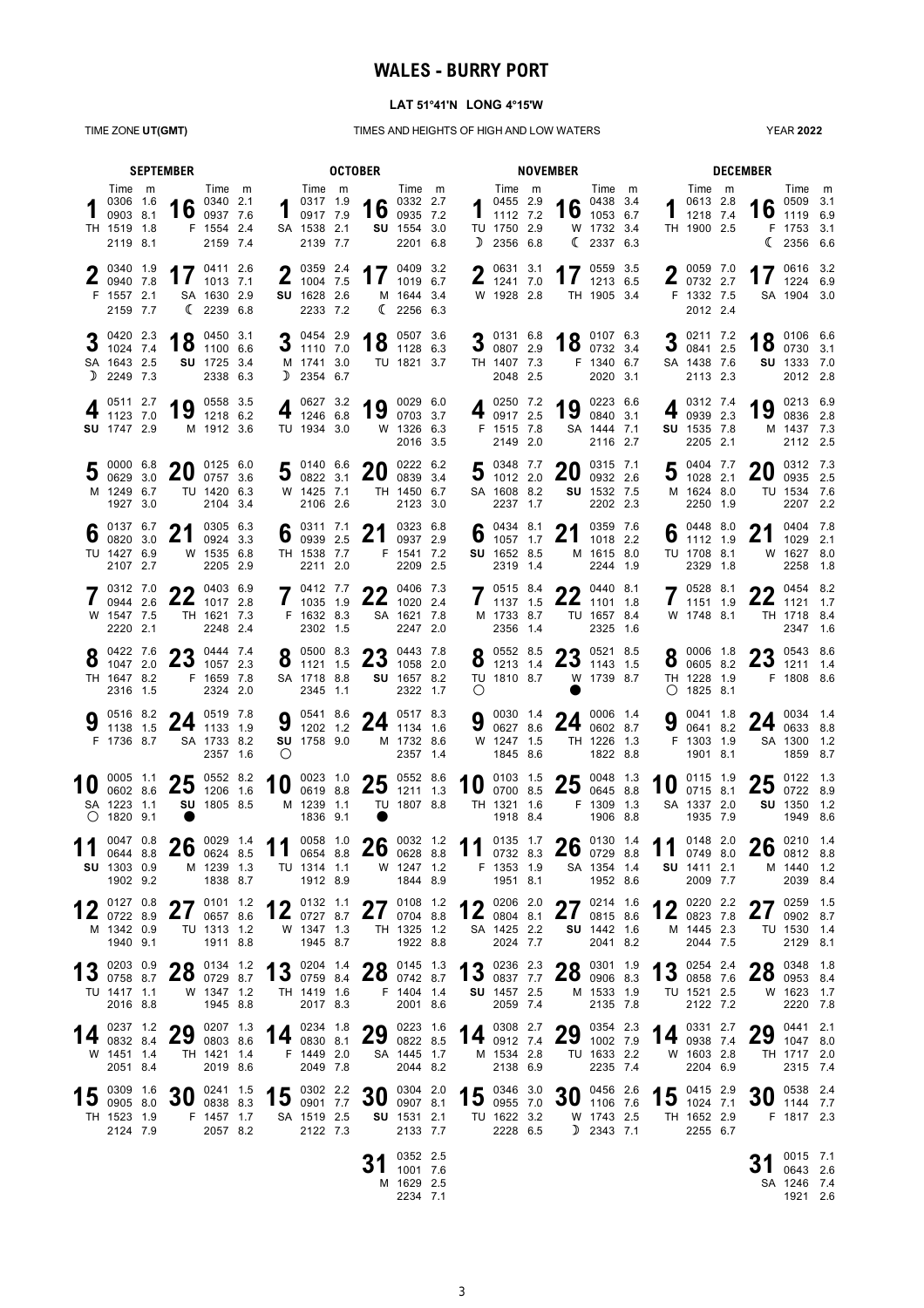# WALES - BURRY PORT

**LAT 51°41'N LONG 4°15'W**

TIME ZONE **UT(GMT)** — TIMES AND HEIGHTS OF HIGH AND LOW WATERS — YEAR **2022**

## SEPTEMBER

| Date | Day | Moon | Time | m | Time | m | Time | m | Time | m |
|---|---|---|---|---|---|---|---|---|---|---|
| 1 | TH | | 0306 | 1.6 | 0903 | 8.1 | 1519 | 1.8 | 2119 | 8.1 |
| 2 | F | | 0340 | 1.9 | 0940 | 7.8 | 1557 | 2.1 | 2159 | 7.7 |
| 3 | SA | ☽ | 0420 | 2.3 | 1024 | 7.4 | 1643 | 2.5 | 2249 | 7.3 |
| 4 | SU | | 0511 | 2.7 | 1123 | 7.0 | 1747 | 2.9 | | |
| 5 | M | | 0000 | 6.8 | 0629 | 3.0 | 1249 | 6.7 | 1927 | 3.0 |
| 6 | TU | | 0137 | 6.7 | 0820 | 3.0 | 1427 | 6.9 | 2107 | 2.7 |
| 7 | W | | 0312 | 7.0 | 0944 | 2.6 | 1547 | 7.5 | 2220 | 2.1 |
| 8 | TH | | 0422 | 7.6 | 1047 | 2.0 | 1647 | 8.2 | 2316 | 1.5 |
| 9 | F | | 0516 | 8.2 | 1138 | 1.5 | 1736 | 8.7 | | |
| 10 | SA | ○ | 0005 | 1.1 | 0602 | 8.6 | 1223 | 1.1 | 1820 | 9.1 |
| 11 | SU | | 0047 | 0.8 | 0644 | 8.8 | 1303 | 0.9 | 1902 | 9.2 |
| 12 | M | | 0127 | 0.8 | 0722 | 8.9 | 1342 | 0.9 | 1940 | 9.1 |
| 13 | TU | | 0203 | 0.9 | 0758 | 8.7 | 1417 | 1.1 | 2016 | 8.8 |
| 14 | W | | 0237 | 1.2 | 0832 | 8.4 | 1451 | 1.4 | 2051 | 8.4 |
| 15 | TH | | 0309 | 1.6 | 0905 | 8.0 | 1523 | 1.9 | 2124 | 7.9 |
| 16 | F | | 0340 | 2.1 | 0937 | 7.6 | 1554 | 2.4 | 2159 | 7.4 |
| 17 | SA | ☾ | 0411 | 2.6 | 1013 | 7.1 | 1630 | 2.9 | 2239 | 6.8 |
| 18 | SU | | 0450 | 3.1 | 1100 | 6.6 | 1725 | 3.4 | 2338 | 6.3 |
| 19 | M | | 0558 | 3.5 | 1218 | 6.2 | 1912 | 3.6 | | |
| 20 | TU | | 0125 | 6.0 | 0757 | 3.6 | 1420 | 6.3 | 2104 | 3.4 |
| 21 | W | | 0305 | 6.3 | 0924 | 3.3 | 1535 | 6.8 | 2205 | 2.9 |
| 22 | TH | | 0403 | 6.9 | 1017 | 2.8 | 1621 | 7.3 | 2248 | 2.4 |
| 23 | F | | 0444 | 7.4 | 1057 | 2.3 | 1659 | 7.8 | 2324 | 2.0 |
| 24 | SA | | 0519 | 7.8 | 1133 | 1.9 | 1733 | 8.2 | 2357 | 1.6 |
| 25 | SU | ● | 0552 | 8.2 | 1206 | 1.6 | 1805 | 8.5 | | |
| 26 | M | | 0029 | 1.4 | 0624 | 8.5 | 1239 | 1.3 | 1838 | 8.7 |
| 27 | TU | | 0101 | 1.2 | 0657 | 8.6 | 1313 | 1.2 | 1911 | 8.8 |
| 28 | W | | 0134 | 1.2 | 0729 | 8.7 | 1347 | 1.2 | 1945 | 8.8 |
| 29 | TH | | 0207 | 1.3 | 0803 | 8.6 | 1421 | 1.4 | 2019 | 8.6 |
| 30 | F | | 0241 | 1.5 | 0838 | 8.3 | 1457 | 1.7 | 2057 | 8.2 |

## OCTOBER

| Date | Day | Moon | Time | m | Time | m | Time | m | Time | m |
|---|---|---|---|---|---|---|---|---|---|---|
| 1 | SA | | 0317 | 1.9 | 0917 | 7.9 | 1538 | 2.1 | 2139 | 7.7 |
| 2 | SU | | 0359 | 2.4 | 1004 | 7.5 | 1628 | 2.6 | 2233 | 7.2 |
| 3 | M | ☽ | 0454 | 2.9 | 1110 | 7.0 | 1741 | 3.0 | 2354 | 6.7 |
| 4 | TU | | 0627 | 3.2 | 1246 | 6.8 | 1934 | 3.0 | | |
| 5 | W | | 0140 | 6.6 | 0822 | 3.1 | 1425 | 7.1 | 2106 | 2.6 |
| 6 | TH | | 0311 | 7.1 | 0939 | 2.5 | 1538 | 7.7 | 2211 | 2.0 |
| 7 | F | | 0412 | 7.7 | 1035 | 1.9 | 1632 | 8.3 | 2302 | 1.5 |
| 8 | SA | | 0500 | 8.3 | 1121 | 1.5 | 1718 | 8.8 | 2345 | 1.1 |
| 9 | SU | ○ | 0541 | 8.6 | 1202 | 1.2 | 1758 | 9.0 | | |
| 10 | M | | 0023 | 1.0 | 0619 | 8.8 | 1239 | 1.1 | 1836 | 9.1 |
| 11 | TU | | 0058 | 1.0 | 0654 | 8.8 | 1314 | 1.1 | 1912 | 8.9 |
| 12 | W | | 0132 | 1.1 | 0727 | 8.7 | 1347 | 1.3 | 1945 | 8.7 |
| 13 | TH | | 0204 | 1.4 | 0759 | 8.4 | 1419 | 1.6 | 2017 | 8.3 |
| 14 | F | | 0234 | 1.8 | 0830 | 8.1 | 1449 | 2.0 | 2049 | 7.8 |
| 15 | SA | | 0302 | 2.2 | 0901 | 7.7 | 1519 | 2.5 | 2122 | 7.3 |
| 16 | SU | | 0332 | 2.7 | 0935 | 7.2 | 1554 | 3.0 | 2201 | 6.8 |
| 17 | M | ☾ | 0409 | 3.2 | 1019 | 6.7 | 1644 | 3.4 | 2256 | 6.3 |
| 18 | TU | | 0507 | 3.6 | 1128 | 6.3 | 1821 | 3.7 | | |
| 19 | W | | 0029 | 6.0 | 0703 | 3.7 | 1326 | 6.3 | 2016 | 3.5 |
| 20 | TH | | 0222 | 6.2 | 0839 | 3.4 | 1450 | 6.7 | 2123 | 3.0 |
| 21 | F | | 0323 | 6.8 | 0937 | 2.9 | 1541 | 7.2 | 2209 | 2.5 |
| 22 | SA | | 0406 | 7.3 | 1020 | 2.4 | 1621 | 7.8 | 2247 | 2.0 |
| 23 | SU | | 0443 | 7.8 | 1058 | 2.0 | 1657 | 8.2 | 2322 | 1.7 |
| 24 | M | | 0517 | 8.3 | 1134 | 1.6 | 1732 | 8.6 | 2357 | 1.4 |
| 25 | TU | ● | 0552 | 8.6 | 1211 | 1.3 | 1807 | 8.8 | | |
| 26 | W | | 0032 | 1.2 | 0628 | 8.8 | 1247 | 1.2 | 1844 | 8.9 |
| 27 | TH | | 0108 | 1.2 | 0704 | 8.8 | 1325 | 1.2 | 1922 | 8.8 |
| 28 | F | | 0145 | 1.3 | 0742 | 8.7 | 1404 | 1.4 | 2001 | 8.6 |
| 29 | SA | | 0223 | 1.6 | 0822 | 8.5 | 1445 | 1.7 | 2044 | 8.2 |
| 30 | SU | | 0304 | 2.0 | 0907 | 8.1 | 1531 | 2.1 | 2133 | 7.7 |
| 31 | M | | 0352 | 2.5 | 1001 | 7.6 | 1629 | 2.5 | 2234 | 7.1 |

## NOVEMBER

| Date | Day | Moon | Time | m | Time | m | Time | m | Time | m |
|---|---|---|---|---|---|---|---|---|---|---|
| 1 | TU | ☽ | 0455 | 2.9 | 1112 | 7.2 | 1750 | 2.9 | 2356 | 6.8 |
| 2 | W | | 0631 | 3.1 | 1241 | 7.0 | 1928 | 2.8 | | |
| 3 | TH | | 0131 | 6.8 | 0807 | 2.9 | 1407 | 7.3 | 2048 | 2.5 |
| 4 | F | | 0250 | 7.2 | 0917 | 2.5 | 1515 | 7.8 | 2149 | 2.0 |
| 5 | SA | | 0348 | 7.7 | 1012 | 2.0 | 1608 | 8.2 | 2237 | 1.7 |
| 6 | SU | | 0434 | 8.1 | 1057 | 1.7 | 1652 | 8.5 | 2319 | 1.4 |
| 7 | M | | 0515 | 8.4 | 1137 | 1.5 | 1733 | 8.7 | 2356 | 1.4 |
| 8 | TU | ○ | 0552 | 8.5 | 1213 | 1.4 | 1810 | 8.7 | | |
| 9 | W | | 0030 | 1.4 | 0627 | 8.6 | 1247 | 1.5 | 1845 | 8.6 |
| 10 | TH | | 0103 | 1.5 | 0700 | 8.5 | 1321 | 1.6 | 1918 | 8.4 |
| 11 | F | | 0135 | 1.7 | 0732 | 8.3 | 1353 | 1.9 | 1951 | 8.1 |
| 12 | SA | | 0206 | 2.0 | 0804 | 8.1 | 1425 | 2.2 | 2024 | 7.7 |
| 13 | SU | | 0236 | 2.3 | 0837 | 7.7 | 1457 | 2.5 | 2059 | 7.4 |
| 14 | M | | 0308 | 2.7 | 0912 | 7.4 | 1534 | 2.8 | 2138 | 6.9 |
| 15 | TU | | 0346 | 3.0 | 0955 | 7.0 | 1622 | 3.2 | 2228 | 6.5 |
| 16 | W | ☾ | 0438 | 3.4 | 1053 | 6.7 | 1732 | 3.4 | 2337 | 6.3 |
| 17 | TH | | 0559 | 3.5 | 1213 | 6.5 | 1905 | 3.4 | | |
| 18 | F | | 0107 | 6.3 | 0732 | 3.4 | 1340 | 6.7 | 2020 | 3.1 |
| 19 | SA | | 0223 | 6.6 | 0840 | 3.1 | 1444 | 7.1 | 2116 | 2.7 |
| 20 | SU | | 0315 | 7.1 | 0932 | 2.6 | 1532 | 7.5 | 2202 | 2.3 |
| 21 | M | | 0359 | 7.6 | 1018 | 2.2 | 1615 | 8.0 | 2244 | 1.9 |
| 22 | TU | | 0440 | 8.1 | 1101 | 1.8 | 1657 | 8.4 | 2325 | 1.6 |
| 23 | W | ● | 0521 | 8.5 | 1143 | 1.5 | 1739 | 8.7 | | |
| 24 | TH | | 0006 | 1.4 | 0602 | 8.7 | 1226 | 1.3 | 1822 | 8.8 |
| 25 | F | | 0048 | 1.3 | 0645 | 8.8 | 1309 | 1.3 | 1906 | 8.8 |
| 26 | SA | | 0130 | 1.4 | 0729 | 8.8 | 1354 | 1.4 | 1952 | 8.6 |
| 27 | SU | | 0214 | 1.6 | 0815 | 8.6 | 1442 | 1.6 | 2041 | 8.2 |
| 28 | M | | 0301 | 1.9 | 0906 | 8.3 | 1533 | 1.9 | 2135 | 7.8 |
| 29 | TU | | 0354 | 2.3 | 1002 | 7.9 | 1633 | 2.2 | 2235 | 7.4 |
| 30 | W | ☽ | 0456 | 2.6 | 1106 | 7.6 | 1743 | 2.5 | 2343 | 7.1 |

## DECEMBER

| Date | Day | Moon | Time | m | Time | m | Time | m | Time | m |
|---|---|---|---|---|---|---|---|---|---|---|
| 1 | TH | | 0613 | 2.8 | 1218 | 7.4 | 1900 | 2.5 | | |
| 2 | F | | 0059 | 7.0 | 0732 | 2.7 | 1332 | 7.5 | 2012 | 2.4 |
| 3 | SA | | 0211 | 7.2 | 0841 | 2.5 | 1438 | 7.6 | 2113 | 2.3 |
| 4 | SU | | 0312 | 7.4 | 0939 | 2.3 | 1535 | 7.8 | 2205 | 2.1 |
| 5 | M | | 0404 | 7.7 | 1028 | 2.1 | 1624 | 8.0 | 2250 | 1.9 |
| 6 | TU | | 0448 | 8.0 | 1112 | 1.9 | 1708 | 8.1 | 2329 | 1.8 |
| 7 | W | | 0528 | 8.1 | 1151 | 1.9 | 1748 | 8.1 | | |
| 8 | TH | ○ | 0006 | 1.8 | 0605 | 8.2 | 1228 | 1.9 | 1825 | 8.1 |
| 9 | F | | 0041 | 1.8 | 0641 | 8.2 | 1303 | 1.9 | 1901 | 8.1 |
| 10 | SA | | 0115 | 1.9 | 0715 | 8.1 | 1337 | 2.0 | 1935 | 7.9 |
| 11 | SU | | 0148 | 2.0 | 0749 | 8.0 | 1411 | 2.1 | 2009 | 7.7 |
| 12 | M | | 0220 | 2.2 | 0823 | 7.8 | 1445 | 2.3 | 2044 | 7.5 |
| 13 | TU | | 0254 | 2.4 | 0858 | 7.6 | 1521 | 2.5 | 2122 | 7.2 |
| 14 | W | | 0331 | 2.7 | 0938 | 7.4 | 1603 | 2.8 | 2204 | 6.9 |
| 15 | TH | | 0415 | 2.9 | 1024 | 7.1 | 1652 | 2.9 | 2255 | 6.7 |
| 16 | F | ☾ | 0509 | 3.1 | 1119 | 6.9 | 1753 | 3.1 | 2356 | 6.6 |
| 17 | SA | | 0616 | 3.2 | 1224 | 6.9 | 1904 | 3.0 | | |
| 18 | SU | | 0106 | 6.6 | 0730 | 3.1 | 1333 | 7.0 | 2012 | 2.8 |
| 19 | M | | 0213 | 6.9 | 0836 | 2.8 | 1437 | 7.3 | 2112 | 2.5 |
| 20 | TU | | 0312 | 7.3 | 0935 | 2.5 | 1534 | 7.6 | 2207 | 2.2 |
| 21 | W | | 0404 | 7.8 | 1029 | 2.1 | 1627 | 8.0 | 2258 | 1.8 |
| 22 | TH | | 0454 | 8.2 | 1121 | 1.7 | 1718 | 8.4 | 2347 | 1.6 |
| 23 | F | | 0543 | 8.6 | 1211 | 1.4 | 1808 | 8.6 | | |
| 24 | SA | | 0034 | 1.4 | 0633 | 8.8 | 1300 | 1.2 | 1859 | 8.7 |
| 25 | SU | | 0122 | 1.3 | 0722 | 8.9 | 1350 | 1.2 | 1949 | 8.6 |
| 26 | M | | 0210 | 1.4 | 0812 | 8.8 | 1440 | 1.2 | 2039 | 8.4 |
| 27 | TU | | 0259 | 1.5 | 0902 | 8.7 | 1530 | 1.4 | 2129 | 8.1 |
| 28 | W | | 0348 | 1.8 | 0953 | 8.4 | 1623 | 1.7 | 2220 | 7.8 |
| 29 | TH | | 0441 | 2.1 | 1047 | 8.0 | 1717 | 2.0 | 2315 | 7.4 |
| 30 | F | | 0538 | 2.4 | 1144 | 7.7 | 1817 | 2.3 | | |
| 31 | SA | | 0015 | 7.1 | 0643 | 2.6 | 1246 | 7.4 | 1921 | 2.6 |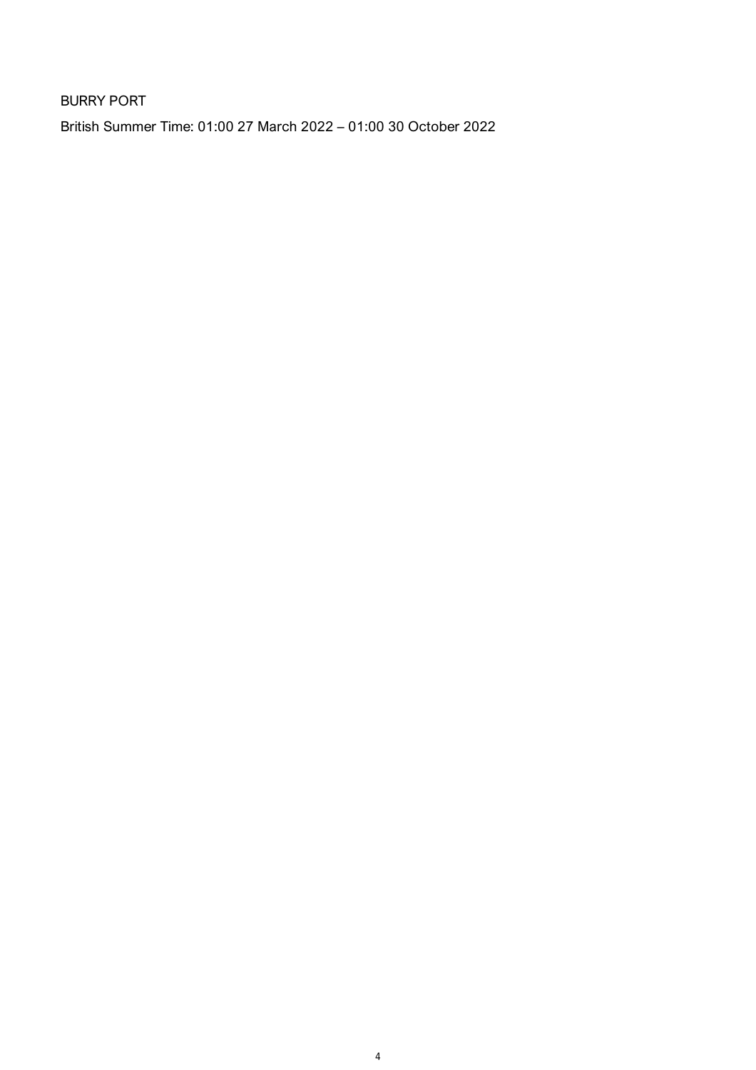BURRY PORT

British Summer Time: 01:00 27 March 2022 – 01:00 30 October 2022